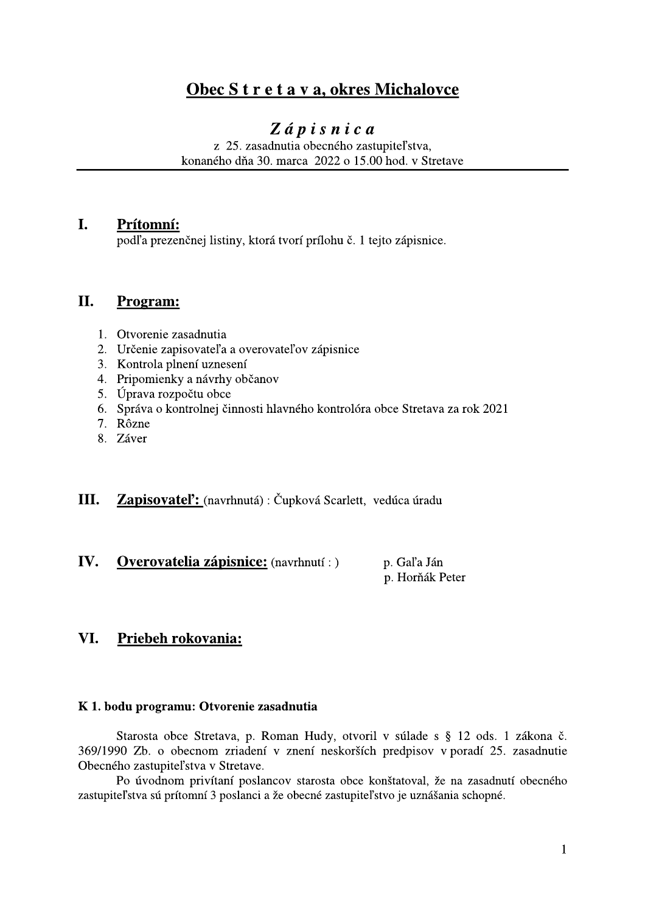# Obec S t r e t a v a, okres Michalovce

## *Z á p i s n i c a*

z 25. zasadnutia obecného zastupiteľstva,
konaného dňa 30. marca 2022 o 15.00 hod. v Stretave

---

## I. Prítomní:

podľa prezenčnej listiny, ktorá tvorí prílohu č. 1 tejto zápisnice.

## II. Program:

1. Otvorenie zasadnutia
2. Určenie zapisovateľa a overovateľov zápisnice
3. Kontrola plnení uznesení
4. Pripomienky a návrhy občanov
5. Úprava rozpočtu obce
6. Správa o kontrolnej činnosti hlavného kontrolóra obce Stretava za rok 2021
7. Rôzne
8. Záver

## III. Zapisovateľ: (navrhnutá) : Čupková Scarlett, vedúca úradu

## IV. Overovatelia zápisnice: (navrhnutí : )

p. Gaľa Ján
p. Horňák Peter

## VI. Priebeh rokovania:

**K 1. bodu programu: Otvorenie zasadnutia**

Starosta obce Stretava, p. Roman Hudy, otvoril v súlade s § 12 ods. 1 zákona č. 369/1990 Zb. o obecnom zriadení v znení neskorších predpisov v poradí 25. zasadnutie Obecného zastupiteľstva v Stretave.

Po úvodnom privítaní poslancov starosta obce konštatoval, že na zasadnutí obecného zastupiteľstva sú prítomní 3 poslanci a že obecné zastupiteľstvo je uznášania schopné.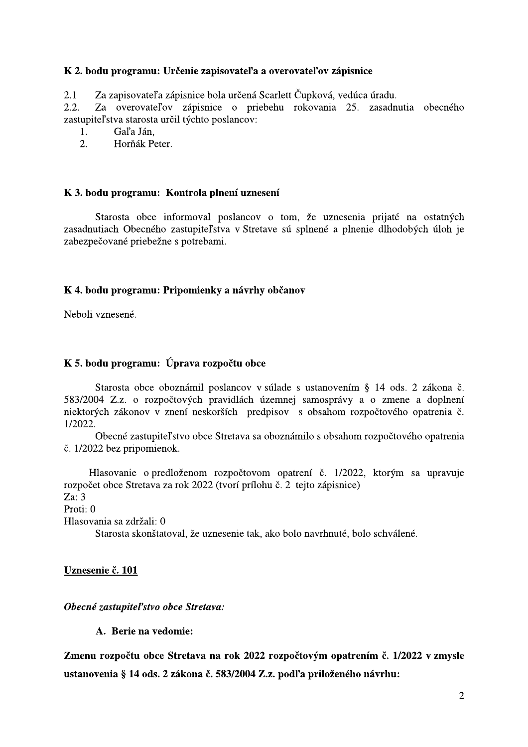**K 2. bodu programu: Určenie zapisovateľa a overovateľov zápisnice**

2.1 Za zapisovateľa zápisnice bola určená Scarlett Čupková, vedúca úradu.

2.2. Za overovateľov zápisnice o priebehu rokovania 25. zasadnutia obecného zastupiteľstva starosta určil týchto poslancov:

1. Gaľa Ján,
2. Horňák Peter.

**K 3. bodu programu: Kontrola plnení uznesení**

Starosta obce informoval poslancov o tom, že uznesenia prijaté na ostatných zasadnutiach Obecného zastupiteľstva v Stretave sú splnené a plnenie dlhodobých úloh je zabezpečované priebežne s potrebami.

**K 4. bodu programu: Pripomienky a návrhy občanov**

Neboli vznesené.

**K 5. bodu programu: Úprava rozpočtu obce**

Starosta obce oboznámil poslancov v súlade s ustanovením § 14 ods. 2 zákona č. 583/2004 Z.z. o rozpočtových pravidlách územnej samosprávy a o zmene a doplnení niektorých zákonov v znení neskorších predpisov s obsahom rozpočtového opatrenia č. 1/2022.

Obecné zastupiteľstvo obce Stretava sa oboznámilo s obsahom rozpočtového opatrenia č. 1/2022 bez pripomienok.

Hlasovanie o predloženom rozpočtovom opatrení č. 1/2022, ktorým sa upravuje rozpočet obce Stretava za rok 2022 (tvorí prílohu č. 2 tejto zápisnice)
Za: 3
Proti: 0
Hlasovania sa zdržali: 0

Starosta skonštatoval, že uznesenie tak, ako bolo navrhnuté, bolo schválené.

**Uznesenie č. 101**

***Obecné zastupiteľstvo obce Stretava:***

**A. Berie na vedomie:**

**Zmenu rozpočtu obce Stretava na rok 2022 rozpočtovým opatrením č. 1/2022 v zmysle ustanovenia § 14 ods. 2 zákona č. 583/2004 Z.z. podľa priloženého návrhu:**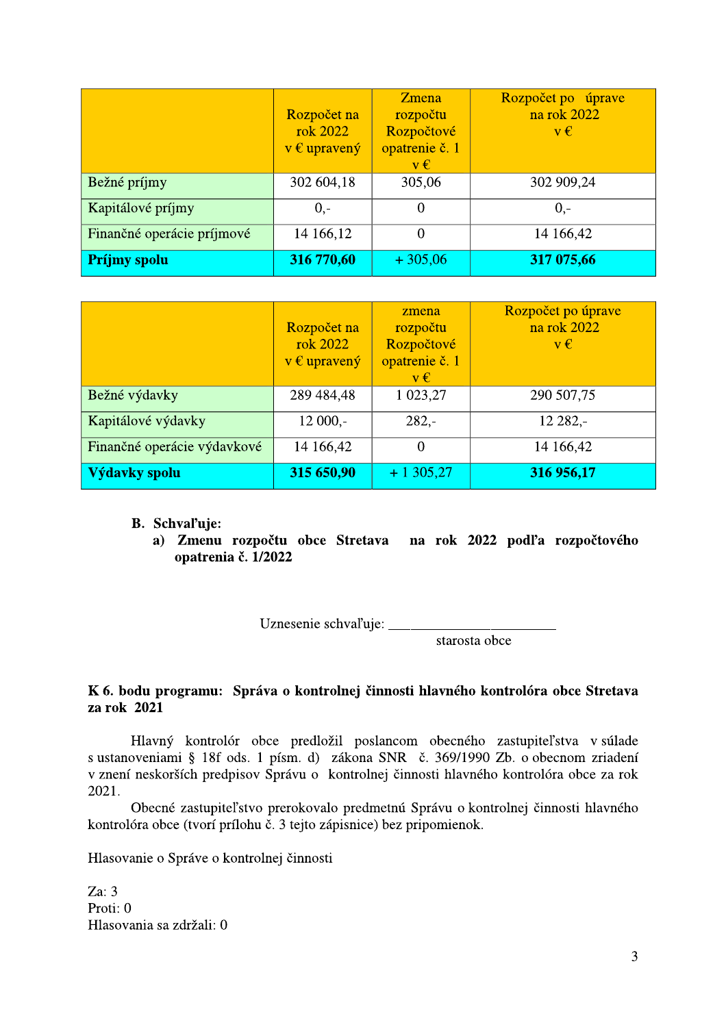| | Rozpočet na rok 2022 v € upravený | Zmena rozpočtu Rozpočtové opatrenie č. 1 v € | Rozpočet po úprave na rok 2022 v € |
|---|---|---|---|
| Bežné príjmy | 302 604,18 | 305,06 | 302 909,24 |
| Kapitálové príjmy | 0,- | 0 | 0,- |
| Finančné operácie príjmové | 14 166,12 | 0 | 14 166,42 |
| **Príjmy spolu** | **316 770,60** | + 305,06 | **317 075,66** |

| | Rozpočet na rok 2022 v € upravený | zmena rozpočtu Rozpočtové opatrenie č. 1 v € | Rozpočet po úprave na rok 2022 v € |
|---|---|---|---|
| Bežné výdavky | 289 484,48 | 1 023,27 | 290 507,75 |
| Kapitálové výdavky | 12 000,- | 282,- | 12 282,- |
| Finančné operácie výdavkové | 14 166,42 | 0 | 14 166,42 |
| **Výdavky spolu** | **315 650,90** | + 1 305,27 | **316 956,17** |

**B. Schvaľuje:**

**a) Zmenu rozpočtu obce Stretava na rok 2022 podľa rozpočtového opatrenia č. 1/2022**

Uznesenie schvaľuje: ______________________

starosta obce

**K 6. bodu programu: Správa o kontrolnej činnosti hlavného kontrolóra obce Stretava za rok 2021**

Hlavný kontrolór obce predložil poslancom obecného zastupiteľstva v súlade s ustanoveniami § 18f ods. 1 písm. d) zákona SNR č. 369/1990 Zb. o obecnom zriadení v znení neskorších predpisov Správu o kontrolnej činnosti hlavného kontrolóra obce za rok 2021.

Obecné zastupiteľstvo prerokovalo predmetnú Správu o kontrolnej činnosti hlavného kontrolóra obce (tvorí prílohu č. 3 tejto zápisnice) bez pripomienok.

Hlasovanie o Správe o kontrolnej činnosti

Za: 3
Proti: 0
Hlasovania sa zdržali: 0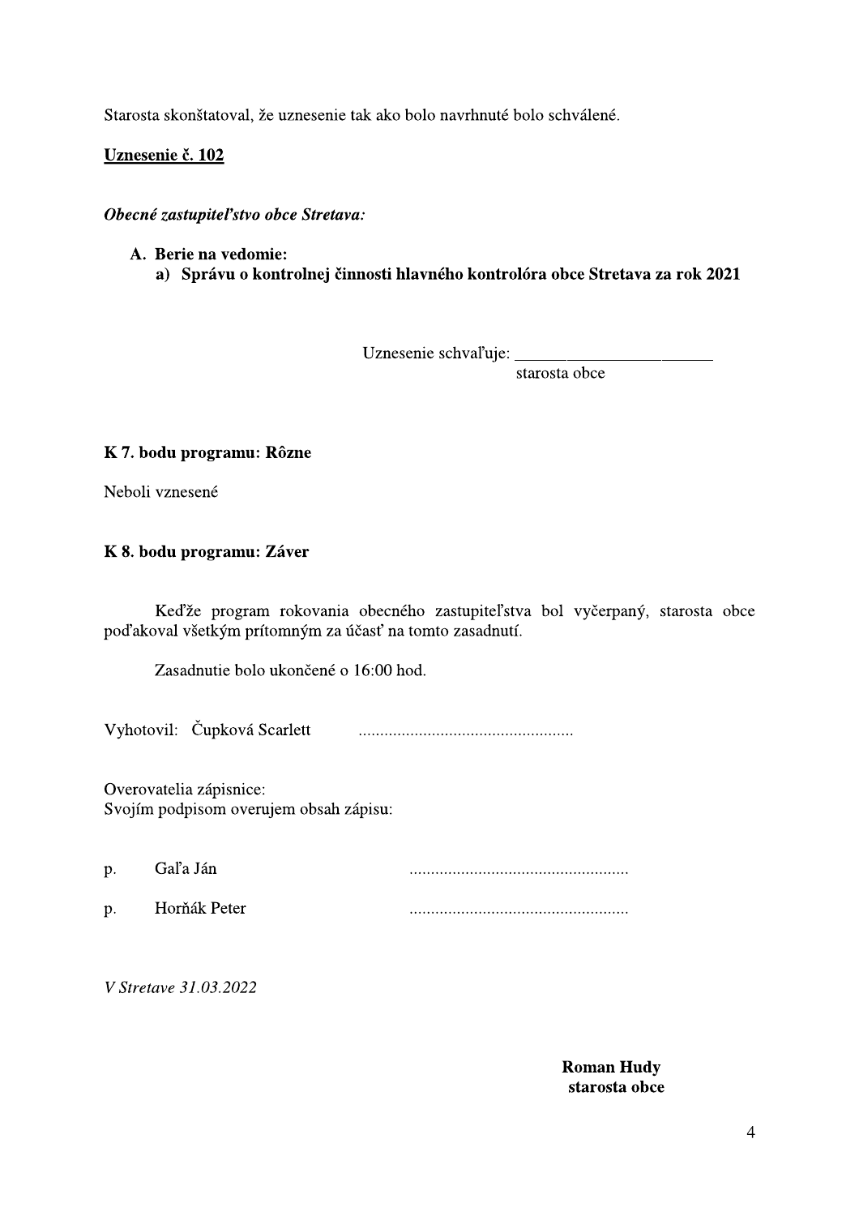Starosta skonštatoval, že uznesenie tak ako bolo navrhnuté bolo schválené.

**Uznesenie č. 102**

***Obecné zastupiteľstvo obce Stretava:***

**A. Berie na vedomie:**

**a) Správu o kontrolnej činnosti hlavného kontrolóra obce Stretava za rok 2021**

Uznesenie schvaľuje: ________________________
starosta obce

**K 7. bodu programu: Rôzne**

Neboli vznesené

**K 8. bodu programu: Záver**

Keďže program rokovania obecného zastupiteľstva bol vyčerpaný, starosta obce poďakoval všetkým prítomným za účasť na tomto zasadnutí.

Zasadnutie bolo ukončené o 16:00 hod.

Vyhotovil: Čupková Scarlett ..................................................

Overovatelia zápisnice:
Svojím podpisom overujem obsah zápisu:

p. Gaľa Ján ..................................................

p. Horňák Peter ..................................................

*V Stretave 31.03.2022*

**Roman Hudy**
**starosta obce**